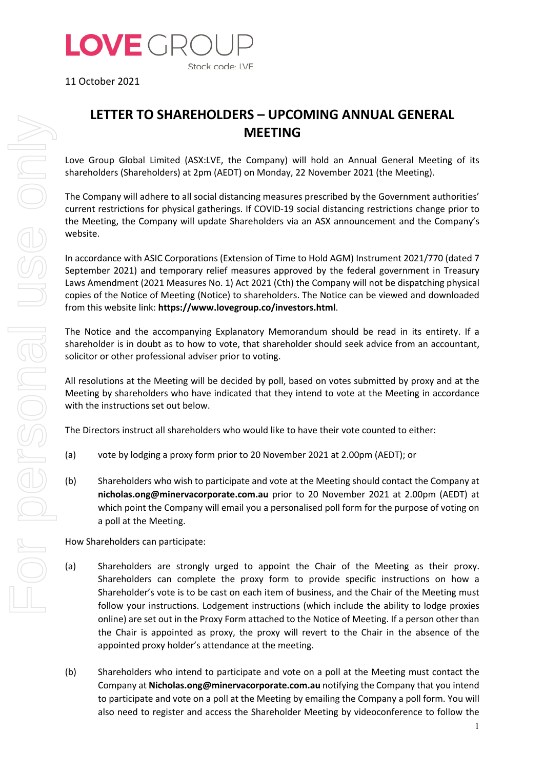LOVE GROUP

Stock code: LVE

11 October 2021

# LETTER TO SHAREHOLDERS – UPCOMING ANNUAL GENERAL MEETING

Love Group Global Limited (ASX:LVE, the Company) will hold an Annual General Meeting of its shareholders (Shareholders) at 2pm (AEDT) on Monday, 22 November 2021 (the Meeting).

The Company will adhere to all social distancing measures prescribed by the Government authorities' current restrictions for physical gatherings. If COVID-19 social distancing restrictions change prior to the Meeting, the Company will update Shareholders via an ASX announcement and the Company's website.

In accordance with ASIC Corporations (Extension of Time to Hold AGM) Instrument 2021/770 (dated 7 September 2021) and temporary relief measures approved by the federal government in Treasury Laws Amendment (2021 Measures No. 1) Act 2021 (Cth) the Company will not be dispatching physical copies of the Notice of Meeting (Notice) to shareholders. The Notice can be viewed and downloaded from this website link: **https://www.lovegroup.co/investors.html**.

The Notice and the accompanying Explanatory Memorandum should be read in its entirety. If a shareholder is in doubt as to how to vote, that shareholder should seek advice from an accountant, solicitor or other professional adviser prior to voting.

All resolutions at the Meeting will be decided by poll, based on votes submitted by proxy and at the Meeting by shareholders who have indicated that they intend to vote at the Meeting in accordance with the instructions set out below.

The Directors instruct all shareholders who would like to have their vote counted to either:

(a) vote by lodging a proxy form prior to 20 November 2021 at 2.00pm (AEDT); or

(b) Shareholders who wish to participate and vote at the Meeting should contact the Company at **nicholas.ong@minervacorporate.com.au** prior to 20 November 2021 at 2.00pm (AEDT) at which point the Company will email you a personalised poll form for the purpose of voting on a poll at the Meeting.

How Shareholders can participate:

(a) Shareholders are strongly urged to appoint the Chair of the Meeting as their proxy. Shareholders can complete the proxy form to provide specific instructions on how a Shareholder's vote is to be cast on each item of business, and the Chair of the Meeting must follow your instructions. Lodgement instructions (which include the ability to lodge proxies online) are set out in the Proxy Form attached to the Notice of Meeting. If a person other than the Chair is appointed as proxy, the proxy will revert to the Chair in the absence of the appointed proxy holder's attendance at the meeting.

(b) Shareholders who intend to participate and vote on a poll at the Meeting must contact the Company at **Nicholas.ong@minervacorporate.com.au** notifying the Company that you intend to participate and vote on a poll at the Meeting by emailing the Company a poll form. You will also need to register and access the Shareholder Meeting by videoconference to follow the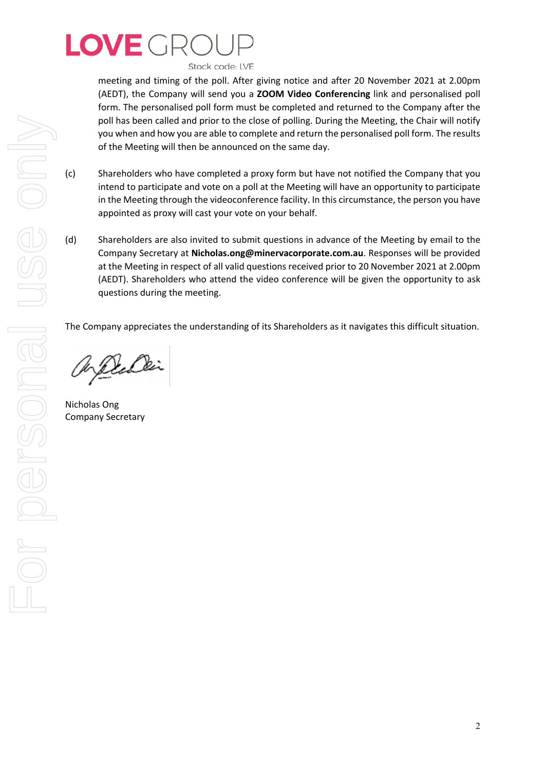meeting and timing of the poll. After giving notice and after 20 November 2021 at 2.00pm (AEDT), the Company will send you a **ZOOM Video Conferencing** link and personalised poll form. The personalised poll form must be completed and returned to the Company after the poll has been called and prior to the close of polling. During the Meeting, the Chair will notify you when and how you are able to complete and return the personalised poll form. The results of the Meeting will then be announced on the same day.

(c) Shareholders who have completed a proxy form but have not notified the Company that you intend to participate and vote on a poll at the Meeting will have an opportunity to participate in the Meeting through the videoconference facility. In this circumstance, the person you have appointed as proxy will cast your vote on your behalf.

(d) Shareholders are also invited to submit questions in advance of the Meeting by email to the Company Secretary at **Nicholas.ong@minervacorporate.com.au**. Responses will be provided at the Meeting in respect of all valid questions received prior to 20 November 2021 at 2.00pm (AEDT). Shareholders who attend the video conference will be given the opportunity to ask questions during the meeting.

The Company appreciates the understanding of its Shareholders as it navigates this difficult situation.

Nicholas Ong
Company Secretary